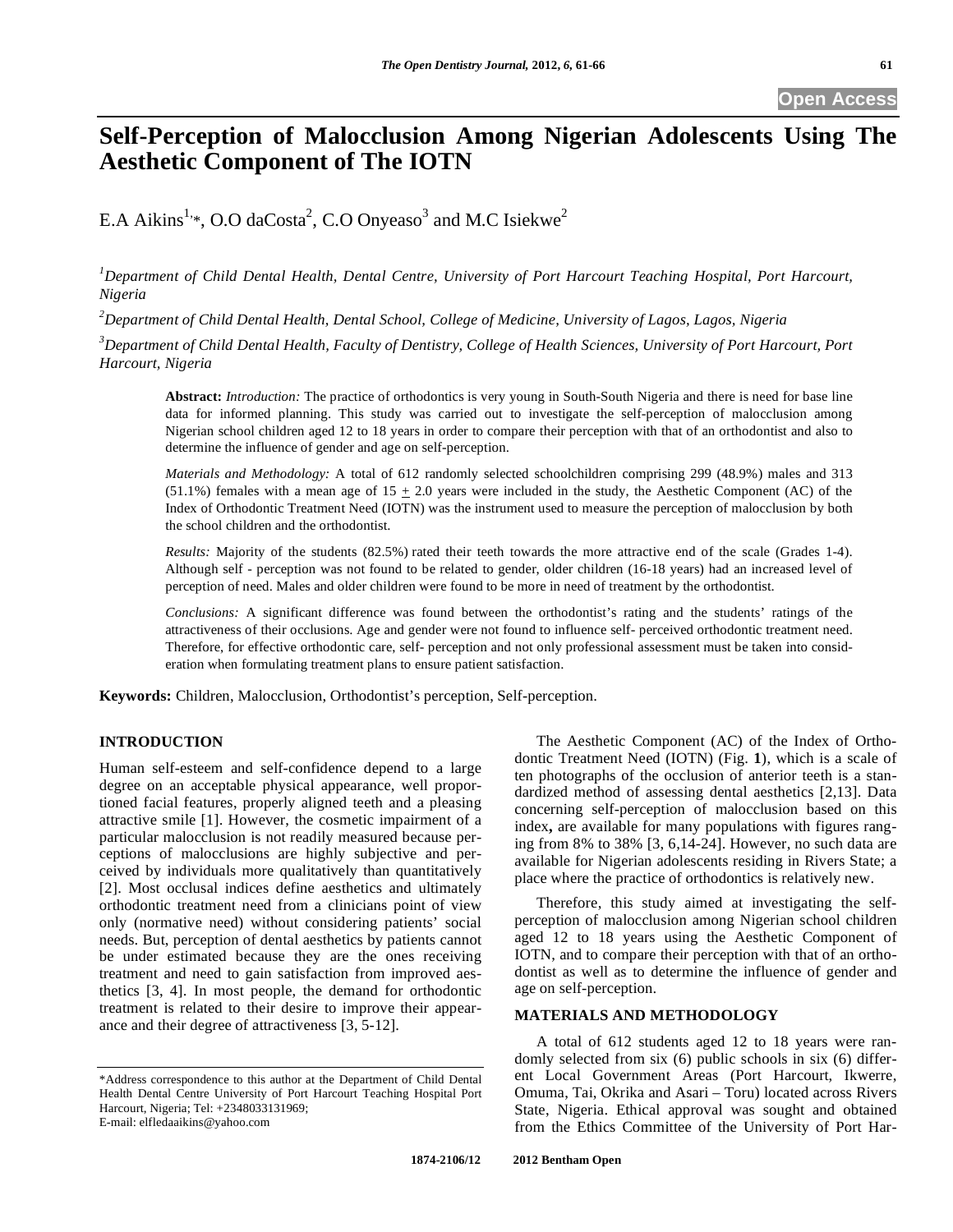# Self-Perception of Malocclusion Among Nigerian Adolescents Using The Aesthetic Component of The IOTN

E.A Aikins[1,*], O.O daCosta[2], C.O Onyeaso[3] and M.C Isiekwe[2]

[1]*Department of Child Dental Health, Dental Centre, University of Port Harcourt Teaching Hospital, Port Harcourt, Nigeria*

[2]*Department of Child Dental Health, Dental School, College of Medicine, University of Lagos, Lagos, Nigeria*

[3]*Department of Child Dental Health, Faculty of Dentistry, College of Health Sciences, University of Port Harcourt, Port Harcourt, Nigeria*

**Abstract:** *Introduction:* The practice of orthodontics is very young in South-South Nigeria and there is need for base line data for informed planning. This study was carried out to investigate the self-perception of malocclusion among Nigerian school children aged 12 to 18 years in order to compare their perception with that of an orthodontist and also to determine the influence of gender and age on self-perception.

*Materials and Methodology:* A total of 612 randomly selected schoolchildren comprising 299 (48.9%) males and 313 (51.1%) females with a mean age of 15 $\pm$ 2.0 years were included in the study, the Aesthetic Component (AC) of the Index of Orthodontic Treatment Need (IOTN) was the instrument used to measure the perception of malocclusion by both the school children and the orthodontist.

*Results:* Majority of the students (82.5%) rated their teeth towards the more attractive end of the scale (Grades 1-4). Although self - perception was not found to be related to gender, older children (16-18 years) had an increased level of perception of need. Males and older children were found to be more in need of treatment by the orthodontist.

*Conclusions:* A significant difference was found between the orthodontist's rating and the students' ratings of the attractiveness of their occlusions. Age and gender were not found to influence self- perceived orthodontic treatment need. Therefore, for effective orthodontic care, self- perception and not only professional assessment must be taken into consideration when formulating treatment plans to ensure patient satisfaction.

**Keywords:** Children, Malocclusion, Orthodontist's perception, Self-perception.

## INTRODUCTION

Human self-esteem and self-confidence depend to a large degree on an acceptable physical appearance, well proportioned facial features, properly aligned teeth and a pleasing attractive smile [1]. However, the cosmetic impairment of a particular malocclusion is not readily measured because perceptions of malocclusions are highly subjective and perceived by individuals more qualitatively than quantitatively [2]. Most occlusal indices define aesthetics and ultimately orthodontic treatment need from a clinicians point of view only (normative need) without considering patients' social needs. But, perception of dental aesthetics by patients cannot be under estimated because they are the ones receiving treatment and need to gain satisfaction from improved aesthetics [3, 4]. In most people, the demand for orthodontic treatment is related to their desire to improve their appearance and their degree of attractiveness [3, 5-12].

The Aesthetic Component (AC) of the Index of Orthodontic Treatment Need (IOTN) (Fig. **1**), which is a scale of ten photographs of the occlusion of anterior teeth is a standardized method of assessing dental aesthetics [2,13]. Data concerning self-perception of malocclusion based on this index**,** are available for many populations with figures ranging from 8% to 38% [3, 6,14-24]. However, no such data are available for Nigerian adolescents residing in Rivers State; a place where the practice of orthodontics is relatively new.

Therefore, this study aimed at investigating the self-perception of malocclusion among Nigerian school children aged 12 to 18 years using the Aesthetic Component of IOTN, and to compare their perception with that of an orthodontist as well as to determine the influence of gender and age on self-perception.

## MATERIALS AND METHODOLOGY

A total of 612 students aged 12 to 18 years were randomly selected from six (6) public schools in six (6) different Local Government Areas (Port Harcourt, Ikwerre, Omuma, Tai, Okrika and Asari – Toru) located across Rivers State, Nigeria. Ethical approval was sought and obtained from the Ethics Committee of the University of Port Har-

*Address correspondence to this author at the Department of Child Dental Health Dental Centre University of Port Harcourt Teaching Hospital Port Harcourt, Nigeria; Tel: +2348033131969;
E-mail: elfledaaikins@yahoo.com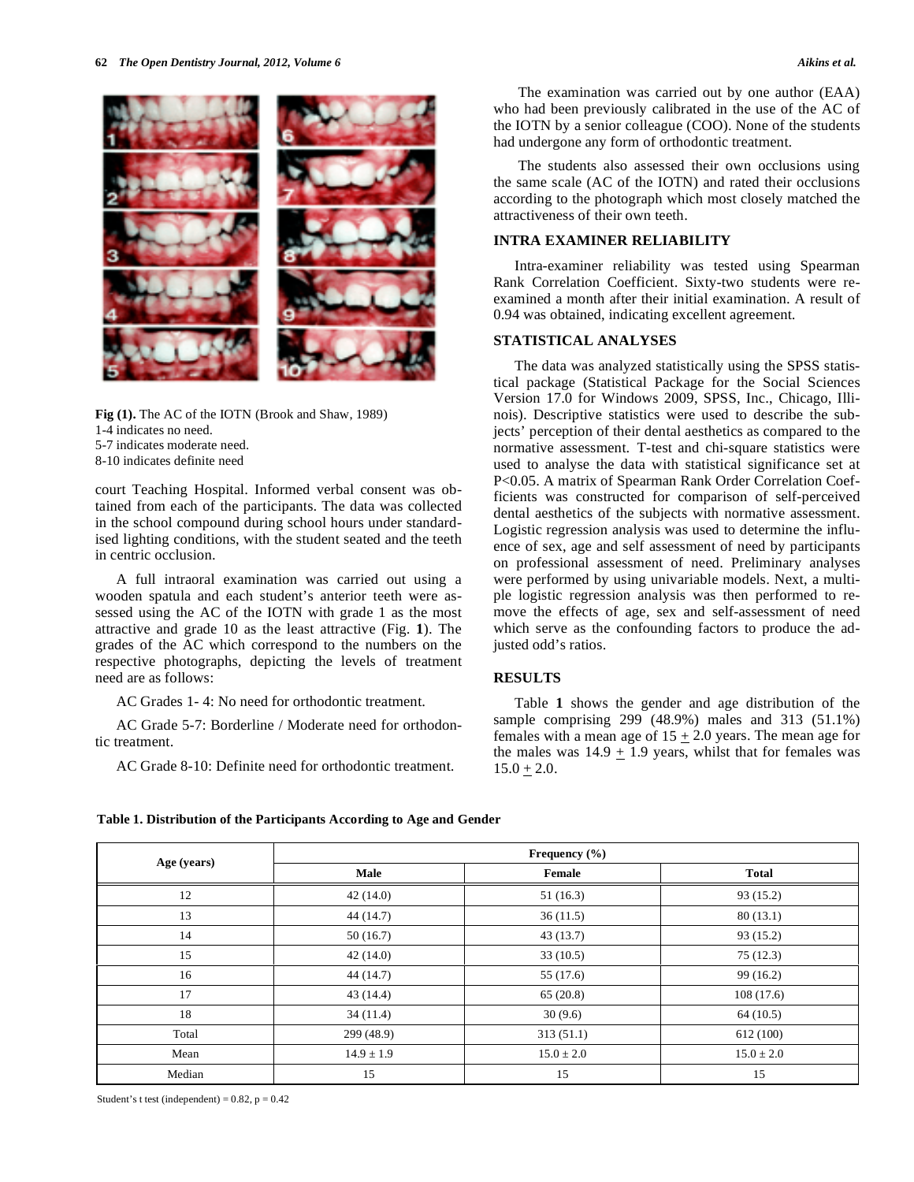Fig (1). The AC of the IOTN (Brook and Shaw, 1989)
1-4 indicates no need.
5-7 indicates moderate need.
8-10 indicates definite need

court Teaching Hospital. Informed verbal consent was obtained from each of the participants. The data was collected in the school compound during school hours under standardised lighting conditions, with the student seated and the teeth in centric occlusion.

A full intraoral examination was carried out using a wooden spatula and each student's anterior teeth were assessed using the AC of the IOTN with grade 1 as the most attractive and grade 10 as the least attractive (Fig. **1**). The grades of the AC which correspond to the numbers on the respective photographs, depicting the levels of treatment need are as follows:

AC Grades 1- 4: No need for orthodontic treatment.

AC Grade 5-7: Borderline / Moderate need for orthodontic treatment.

AC Grade 8-10: Definite need for orthodontic treatment.

The examination was carried out by one author (EAA) who had been previously calibrated in the use of the AC of the IOTN by a senior colleague (COO). None of the students had undergone any form of orthodontic treatment.

The students also assessed their own occlusions using the same scale (AC of the IOTN) and rated their occlusions according to the photograph which most closely matched the attractiveness of their own teeth.

## INTRA EXAMINER RELIABILITY

Intra-examiner reliability was tested using Spearman Rank Correlation Coefficient. Sixty-two students were re-examined a month after their initial examination. A result of 0.94 was obtained, indicating excellent agreement.

## STATISTICAL ANALYSES

The data was analyzed statistically using the SPSS statistical package (Statistical Package for the Social Sciences Version 17.0 for Windows 2009, SPSS, Inc., Chicago, Illinois). Descriptive statistics were used to describe the subjects' perception of their dental aesthetics as compared to the normative assessment. T-test and chi-square statistics were used to analyse the data with statistical significance set at $P<0.05$. A matrix of Spearman Rank Order Correlation Coefficients was constructed for comparison of self-perceived dental aesthetics of the subjects with normative assessment. Logistic regression analysis was used to determine the influence of sex, age and self assessment of need by participants on professional assessment of need. Preliminary analyses were performed by using univariable models. Next, a multiple logistic regression analysis was then performed to remove the effects of age, sex and self-assessment of need which serve as the confounding factors to produce the adjusted odd's ratios.

## RESULTS

Table **1** shows the gender and age distribution of the sample comprising 299 (48.9%) males and 313 (51.1%) females with a mean age of $15 \pm 2.0$ years. The mean age for the males was $14.9 \pm 1.9$ years, whilst that for females was $15.0 \pm 2.0$.

**Table 1. Distribution of the Participants According to Age and Gender**

| Age (years) | Frequency (%) | | |
|---|---|---|---|
| | Male | Female | Total |
| 12 | 42 (14.0) | 51 (16.3) | 93 (15.2) |
| 13 | 44 (14.7) | 36 (11.5) | 80 (13.1) |
| 14 | 50 (16.7) | 43 (13.7) | 93 (15.2) |
| 15 | 42 (14.0) | 33 (10.5) | 75 (12.3) |
| 16 | 44 (14.7) | 55 (17.6) | 99 (16.2) |
| 17 | 43 (14.4) | 65 (20.8) | 108 (17.6) |
| 18 | 34 (11.4) | 30 (9.6) | 64 (10.5) |
| Total | 299 (48.9) | 313 (51.1) | 612 (100) |
| Mean | $14.9 \pm 1.9$ | $15.0 \pm 2.0$ | $15.0 \pm 2.0$ |
| Median | 15 | 15 | 15 |

Student's t test (independent) = 0.82, p = 0.42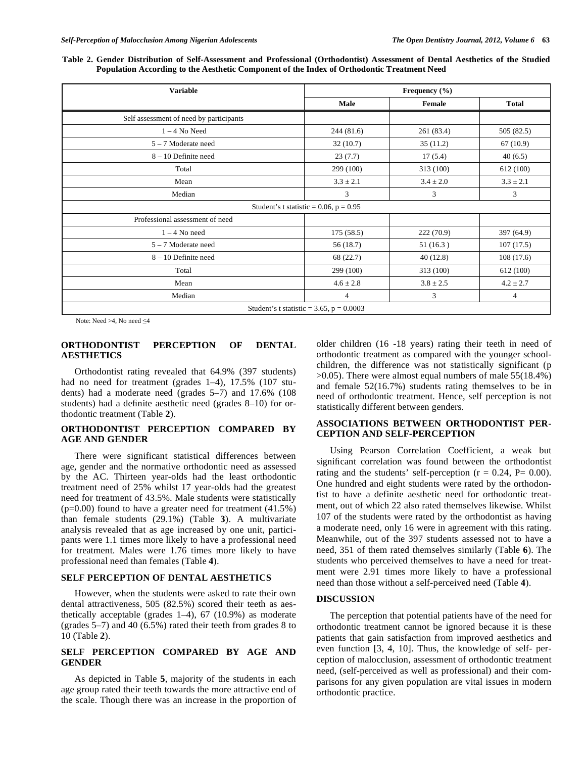**Table 2. Gender Distribution of Self-Assessment and Professional (Orthodontist) Assessment of Dental Aesthetics of the Studied Population According to the Aesthetic Component of the Index of Orthodontic Treatment Need**

| Variable | Frequency (%) | | |
|---|---|---|---|
| | Male | Female | Total |
| Self assessment of need by participants | | | |
| 1 – 4 No Need | 244 (81.6) | 261 (83.4) | 505 (82.5) |
| 5 – 7 Moderate need | 32 (10.7) | 35 (11.2) | 67 (10.9) |
| 8 – 10 Definite need | 23 (7.7) | 17 (5.4) | 40 (6.5) |
| Total | 299 (100) | 313 (100) | 612 (100) |
| Mean | 3.3 ± 2.1 | 3.4 ± 2.0 | 3.3 ± 2.1 |
| Median | 3 | 3 | 3 |
| Student's t statistic = 0.06, p = 0.95 | | | |
| Professional assessment of need | | | |
| 1 – 4 No need | 175 (58.5) | 222 (70.9) | 397 (64.9) |
| 5 – 7 Moderate need | 56 (18.7) | 51 (16.3 ) | 107 (17.5) |
| 8 – 10 Definite need | 68 (22.7) | 40 (12.8) | 108 (17.6) |
| Total | 299 (100) | 313 (100) | 612 (100) |
| Mean | 4.6 ± 2.8 | 3.8 ± 2.5 | 4.2 ± 2.7 |
| Median | 4 | 3 | 4 |
| Student's t statistic = 3.65, p = 0.0003 | | | |

Note: Need >4, No need ≤4

## ORTHODONTIST PERCEPTION OF DENTAL AESTHETICS

Orthodontist rating revealed that 64.9% (397 students) had no need for treatment (grades 1–4), 17.5% (107 students) had a moderate need (grades 5–7) and 17.6% (108 students) had a definite aesthetic need (grades 8–10) for orthodontic treatment (Table **2**).

## ORTHODONTIST PERCEPTION COMPARED BY AGE AND GENDER

There were significant statistical differences between age, gender and the normative orthodontic need as assessed by the AC. Thirteen year-olds had the least orthodontic treatment need of 25% whilst 17 year-olds had the greatest need for treatment of 43.5%. Male students were statistically (p=0.00) found to have a greater need for treatment (41.5%) than female students (29.1%) (Table **3**). A multivariate analysis revealed that as age increased by one unit, participants were 1.1 times more likely to have a professional need for treatment. Males were 1.76 times more likely to have professional need than females (Table **4**).

## SELF PERCEPTION OF DENTAL AESTHETICS

However, when the students were asked to rate their own dental attractiveness, 505 (82.5%) scored their teeth as aesthetically acceptable (grades 1–4), 67 (10.9%) as moderate (grades 5–7) and 40 (6.5%) rated their teeth from grades 8 to 10 (Table **2**).

## SELF PERCEPTION COMPARED BY AGE AND GENDER

As depicted in Table **5**, majority of the students in each age group rated their teeth towards the more attractive end of the scale. Though there was an increase in the proportion of older children (16 -18 years) rating their teeth in need of orthodontic treatment as compared with the younger schoolchildren, the difference was not statistically significant (p >0.05). There were almost equal numbers of male 55(18.4%) and female 52(16.7%) students rating themselves to be in need of orthodontic treatment. Hence, self perception is not statistically different between genders.

## ASSOCIATIONS BETWEEN ORTHODONTIST PERCEPTION AND SELF-PERCEPTION

Using Pearson Correlation Coefficient, a weak but significant correlation was found between the orthodontist rating and the students' self-perception (r = 0.24, P= 0.00). One hundred and eight students were rated by the orthodontist to have a definite aesthetic need for orthodontic treatment, out of which 22 also rated themselves likewise. Whilst 107 of the students were rated by the orthodontist as having a moderate need, only 16 were in agreement with this rating. Meanwhile, out of the 397 students assessed not to have a need, 351 of them rated themselves similarly (Table **6**). The students who perceived themselves to have a need for treatment were 2.91 times more likely to have a professional need than those without a self-perceived need (Table **4**).

## DISCUSSION

The perception that potential patients have of the need for orthodontic treatment cannot be ignored because it is these patients that gain satisfaction from improved aesthetics and even function [3, 4, 10]. Thus, the knowledge of self- perception of malocclusion, assessment of orthodontic treatment need, (self-perceived as well as professional) and their comparisons for any given population are vital issues in modern orthodontic practice.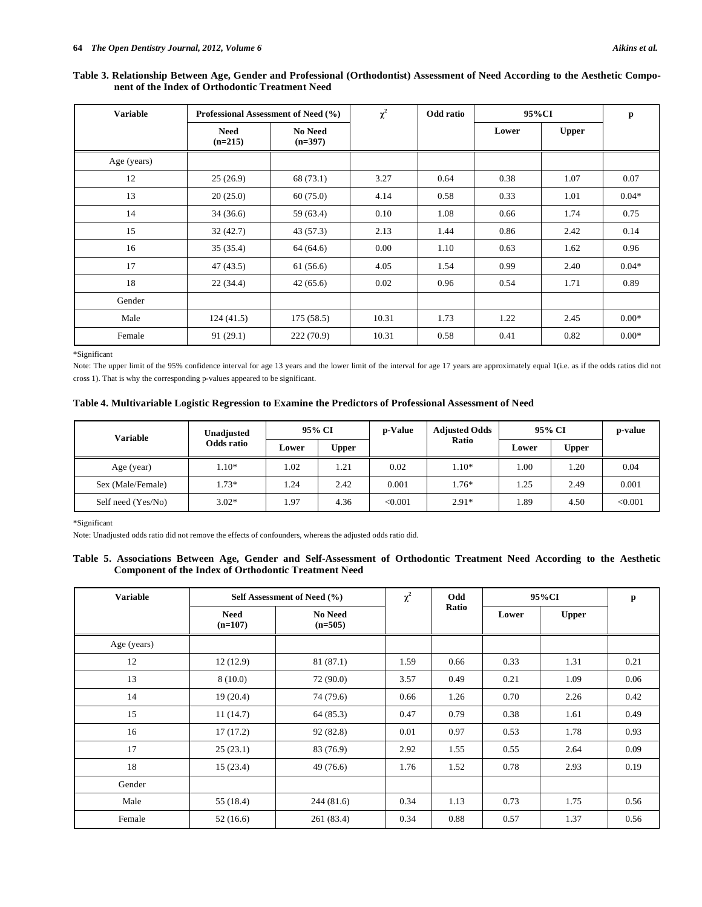**Table 3. Relationship Between Age, Gender and Professional (Orthodontist) Assessment of Need According to the Aesthetic Component of the Index of Orthodontic Treatment Need**

| Variable | Professional Assessment of Need (%) | | $\chi^2$ | Odd ratio | 95%CI | | p |
|---|---|---|---|---|---|---|---|
| | Need (n=215) | No Need (n=397) | | | Lower | Upper | |
| Age (years) | | | | | | | |
| 12 | 25 (26.9) | 68 (73.1) | 3.27 | 0.64 | 0.38 | 1.07 | 0.07 |
| 13 | 20 (25.0) | 60 (75.0) | 4.14 | 0.58 | 0.33 | 1.01 | 0.04* |
| 14 | 34 (36.6) | 59 (63.4) | 0.10 | 1.08 | 0.66 | 1.74 | 0.75 |
| 15 | 32 (42.7) | 43 (57.3) | 2.13 | 1.44 | 0.86 | 2.42 | 0.14 |
| 16 | 35 (35.4) | 64 (64.6) | 0.00 | 1.10 | 0.63 | 1.62 | 0.96 |
| 17 | 47 (43.5) | 61 (56.6) | 4.05 | 1.54 | 0.99 | 2.40 | 0.04* |
| 18 | 22 (34.4) | 42 (65.6) | 0.02 | 0.96 | 0.54 | 1.71 | 0.89 |
| Gender | | | | | | | |
| Male | 124 (41.5) | 175 (58.5) | 10.31 | 1.73 | 1.22 | 2.45 | 0.00* |
| Female | 91 (29.1) | 222 (70.9) | 10.31 | 0.58 | 0.41 | 0.82 | 0.00* |

*Significant

Note: The upper limit of the 95% confidence interval for age 13 years and the lower limit of the interval for age 17 years are approximately equal 1(i.e. as if the odds ratios did not cross 1). That is why the corresponding p-values appeared to be significant.

**Table 4. Multivariable Logistic Regression to Examine the Predictors of Professional Assessment of Need**

| Variable | Unadjusted Odds ratio | 95% CI | | p-Value | Adjusted Odds Ratio | 95% CI | | p-value |
|---|---|---|---|---|---|---|---|---|
| | | Lower | Upper | | | Lower | Upper | |
| Age (year) | 1.10* | 1.02 | 1.21 | 0.02 | 1.10* | 1.00 | 1.20 | 0.04 |
| Sex (Male/Female) | 1.73* | 1.24 | 2.42 | 0.001 | 1.76* | 1.25 | 2.49 | 0.001 |
| Self need (Yes/No) | 3.02* | 1.97 | 4.36 | <0.001 | 2.91* | 1.89 | 4.50 | <0.001 |

*Significant

Note: Unadjusted odds ratio did not remove the effects of confounders, whereas the adjusted odds ratio did.

**Table 5. Associations Between Age, Gender and Self-Assessment of Orthodontic Treatment Need According to the Aesthetic Component of the Index of Orthodontic Treatment Need**

| Variable | Self Assessment of Need (%) | | $\chi^2$ | Odd Ratio | 95%CI | | p |
|---|---|---|---|---|---|---|---|
| | Need (n=107) | No Need (n=505) | | | Lower | Upper | |
| Age (years) | | | | | | | |
| 12 | 12 (12.9) | 81 (87.1) | 1.59 | 0.66 | 0.33 | 1.31 | 0.21 |
| 13 | 8 (10.0) | 72 (90.0) | 3.57 | 0.49 | 0.21 | 1.09 | 0.06 |
| 14 | 19 (20.4) | 74 (79.6) | 0.66 | 1.26 | 0.70 | 2.26 | 0.42 |
| 15 | 11 (14.7) | 64 (85.3) | 0.47 | 0.79 | 0.38 | 1.61 | 0.49 |
| 16 | 17 (17.2) | 92 (82.8) | 0.01 | 0.97 | 0.53 | 1.78 | 0.93 |
| 17 | 25 (23.1) | 83 (76.9) | 2.92 | 1.55 | 0.55 | 2.64 | 0.09 |
| 18 | 15 (23.4) | 49 (76.6) | 1.76 | 1.52 | 0.78 | 2.93 | 0.19 |
| Gender | | | | | | | |
| Male | 55 (18.4) | 244 (81.6) | 0.34 | 1.13 | 0.73 | 1.75 | 0.56 |
| Female | 52 (16.6) | 261 (83.4) | 0.34 | 0.88 | 0.57 | 1.37 | 0.56 |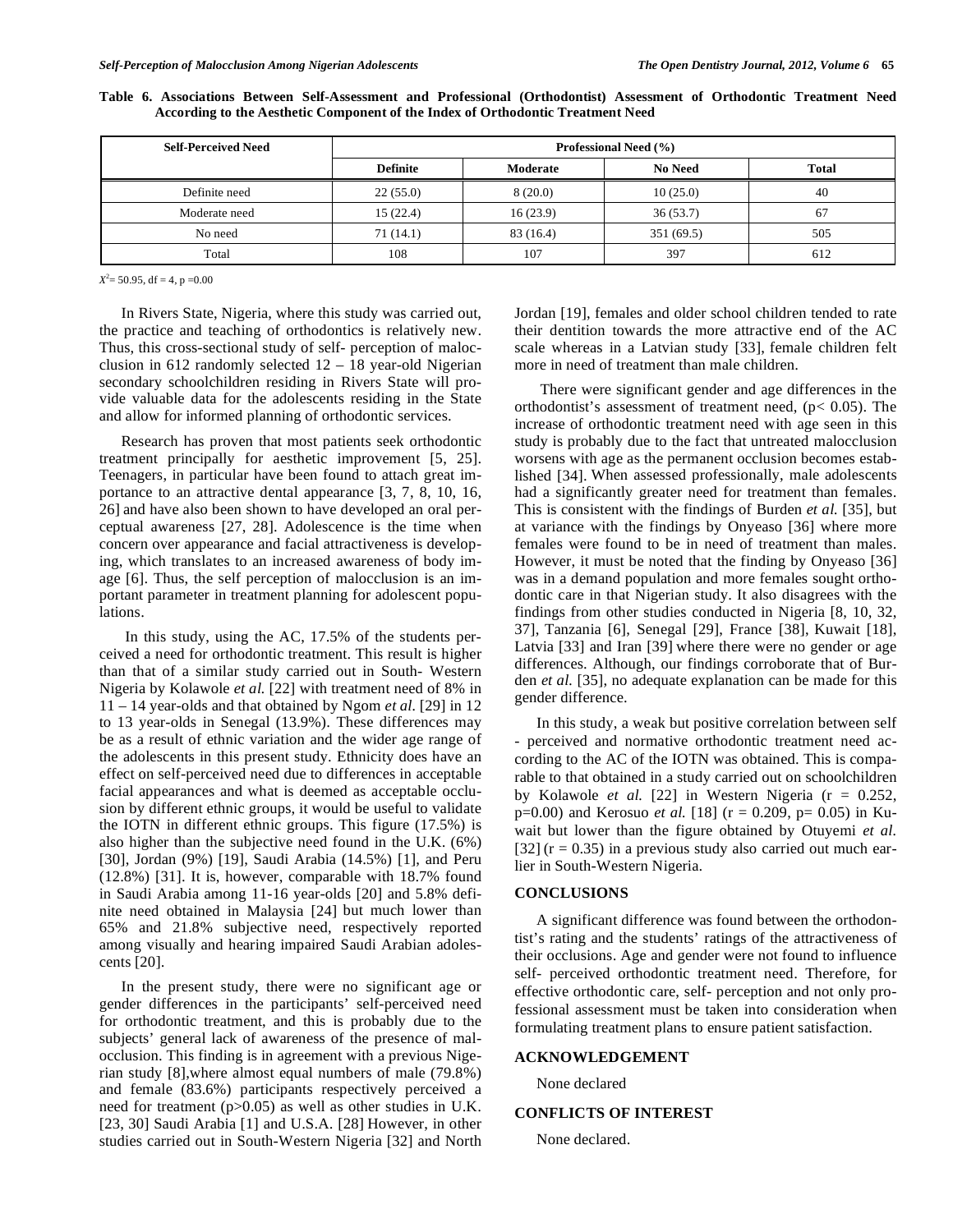**Table 6. Associations Between Self-Assessment and Professional (Orthodontist) Assessment of Orthodontic Treatment Need According to the Aesthetic Component of the Index of Orthodontic Treatment Need**

| Self-Perceived Need | Professional Need (%) | | | |
|---|---|---|---|---|
| | Definite | Moderate | No Need | Total |
| Definite need | 22 (55.0) | 8 (20.0) | 10 (25.0) | 40 |
| Moderate need | 15 (22.4) | 16 (23.9) | 36 (53.7) | 67 |
| No need | 71 (14.1) | 83 (16.4) | 351 (69.5) | 505 |
| Total | 108 | 107 | 397 | 612 |

$X^2$= 50.95, df = 4, p =0.00

In Rivers State, Nigeria, where this study was carried out, the practice and teaching of orthodontics is relatively new. Thus, this cross-sectional study of self- perception of malocclusion in 612 randomly selected 12 – 18 year-old Nigerian secondary schoolchildren residing in Rivers State will provide valuable data for the adolescents residing in the State and allow for informed planning of orthodontic services.

Research has proven that most patients seek orthodontic treatment principally for aesthetic improvement [5, 25]. Teenagers, in particular have been found to attach great importance to an attractive dental appearance [3, 7, 8, 10, 16, 26] and have also been shown to have developed an oral perceptual awareness [27, 28]. Adolescence is the time when concern over appearance and facial attractiveness is developing, which translates to an increased awareness of body image [6]. Thus, the self perception of malocclusion is an important parameter in treatment planning for adolescent populations.

In this study, using the AC, 17.5% of the students perceived a need for orthodontic treatment. This result is higher than that of a similar study carried out in South- Western Nigeria by Kolawole *et al.* [22] with treatment need of 8% in 11 – 14 year-olds and that obtained by Ngom *et al.* [29] in 12 to 13 year-olds in Senegal (13.9%). These differences may be as a result of ethnic variation and the wider age range of the adolescents in this present study. Ethnicity does have an effect on self-perceived need due to differences in acceptable facial appearances and what is deemed as acceptable occlusion by different ethnic groups, it would be useful to validate the IOTN in different ethnic groups. This figure (17.5%) is also higher than the subjective need found in the U.K. (6%) [30], Jordan (9%) [19], Saudi Arabia (14.5%) [1], and Peru (12.8%) [31]. It is, however, comparable with 18.7% found in Saudi Arabia among 11-16 year-olds [20] and 5.8% definite need obtained in Malaysia [24] but much lower than 65% and 21.8% subjective need, respectively reported among visually and hearing impaired Saudi Arabian adolescents [20].

In the present study, there were no significant age or gender differences in the participants' self-perceived need for orthodontic treatment, and this is probably due to the subjects' general lack of awareness of the presence of malocclusion. This finding is in agreement with a previous Nigerian study [8],where almost equal numbers of male (79.8%) and female (83.6%) participants respectively perceived a need for treatment (p>0.05) as well as other studies in U.K. [23, 30] Saudi Arabia [1] and U.S.A. [28] However, in other studies carried out in South-Western Nigeria [32] and North Jordan [19], females and older school children tended to rate their dentition towards the more attractive end of the AC scale whereas in a Latvian study [33], female children felt more in need of treatment than male children.

There were significant gender and age differences in the orthodontist's assessment of treatment need, (p< 0.05). The increase of orthodontic treatment need with age seen in this study is probably due to the fact that untreated malocclusion worsens with age as the permanent occlusion becomes established [34]. When assessed professionally, male adolescents had a significantly greater need for treatment than females. This is consistent with the findings of Burden *et al.* [35], but at variance with the findings by Onyeaso [36] where more females were found to be in need of treatment than males. However, it must be noted that the finding by Onyeaso [36] was in a demand population and more females sought orthodontic care in that Nigerian study. It also disagrees with the findings from other studies conducted in Nigeria [8, 10, 32, 37], Tanzania [6], Senegal [29], France [38], Kuwait [18], Latvia [33] and Iran [39] where there were no gender or age differences. Although, our findings corroborate that of Burden *et al.* [35], no adequate explanation can be made for this gender difference.

In this study, a weak but positive correlation between self - perceived and normative orthodontic treatment need according to the AC of the IOTN was obtained. This is comparable to that obtained in a study carried out on schoolchildren by Kolawole *et al.* [22] in Western Nigeria (r = 0.252, p=0.00) and Kerosuo *et al.* [18] (r = 0.209, p= 0.05) in Kuwait but lower than the figure obtained by Otuyemi *et al.* [32] (r = 0.35) in a previous study also carried out much earlier in South-Western Nigeria.

## CONCLUSIONS

A significant difference was found between the orthodontist's rating and the students' ratings of the attractiveness of their occlusions. Age and gender were not found to influence self- perceived orthodontic treatment need. Therefore, for effective orthodontic care, self- perception and not only professional assessment must be taken into consideration when formulating treatment plans to ensure patient satisfaction.

## ACKNOWLEDGEMENT

None declared

## CONFLICTS OF INTEREST

None declared.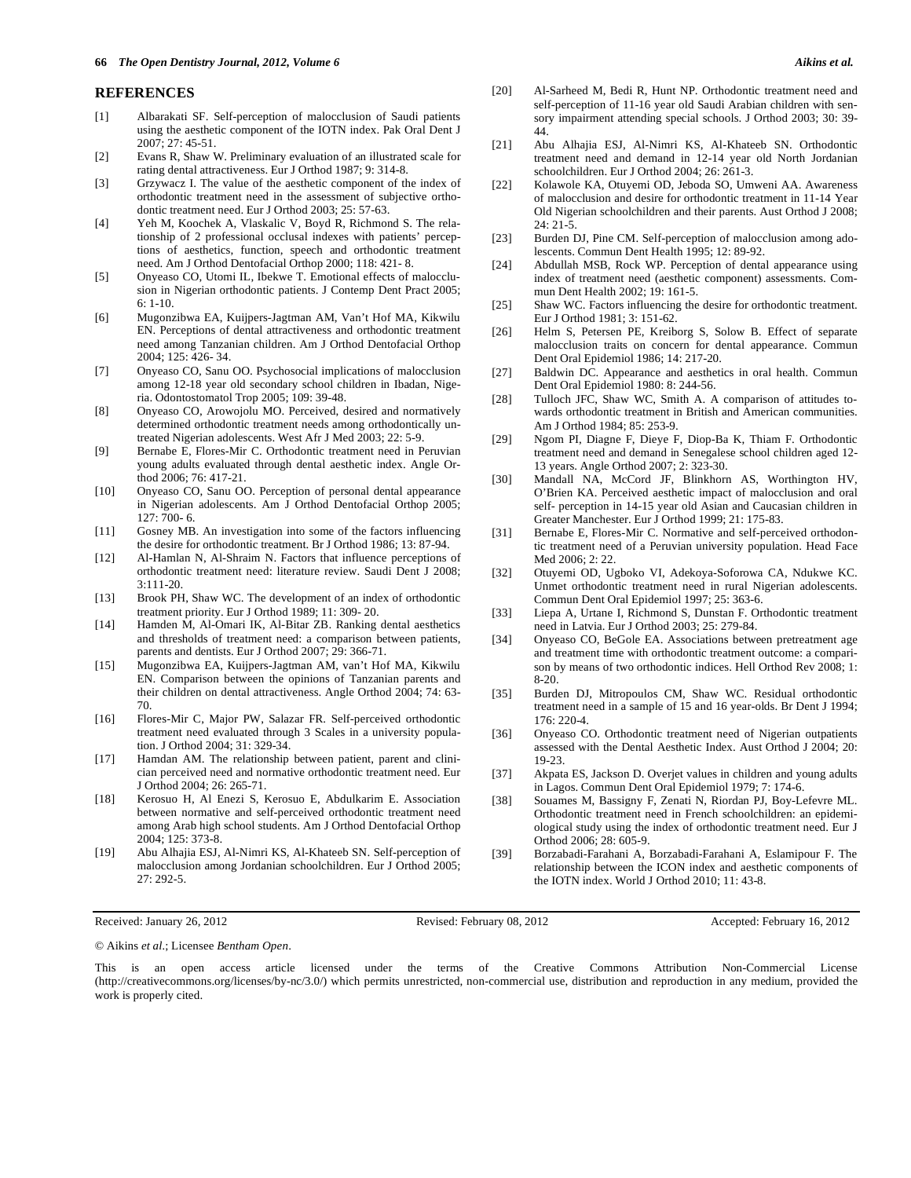## REFERENCES

[1] Albarakati SF. Self-perception of malocclusion of Saudi patients using the aesthetic component of the IOTN index. Pak Oral Dent J 2007; 27: 45-51.

[2] Evans R, Shaw W. Preliminary evaluation of an illustrated scale for rating dental attractiveness. Eur J Orthod 1987; 9: 314-8.

[3] Grzywacz I. The value of the aesthetic component of the index of orthodontic treatment need in the assessment of subjective orthodontic treatment need. Eur J Orthod 2003; 25: 57-63.

[4] Yeh M, Koochek A, Vlaskalic V, Boyd R, Richmond S. The relationship of 2 professional occlusal indexes with patients' perceptions of aesthetics, function, speech and orthodontic treatment need. Am J Orthod Dentofacial Orthop 2000; 118: 421- 8.

[5] Onyeaso CO, Utomi IL, Ibekwe T. Emotional effects of malocclusion in Nigerian orthodontic patients. J Contemp Dent Pract 2005; 6: 1-10.

[6] Mugonzibwa EA, Kuijpers-Jagtman AM, Van't Hof MA, Kikwilu EN. Perceptions of dental attractiveness and orthodontic treatment need among Tanzanian children. Am J Orthod Dentofacial Orthop 2004; 125: 426- 34.

[7] Onyeaso CO, Sanu OO. Psychosocial implications of malocclusion among 12-18 year old secondary school children in Ibadan, Nigeria. Odontostomatol Trop 2005; 109: 39-48.

[8] Onyeaso CO, Arowojolu MO. Perceived, desired and normatively determined orthodontic treatment needs among orthodontically untreated Nigerian adolescents. West Afr J Med 2003; 22: 5-9.

[9] Bernabe E, Flores-Mir C. Orthodontic treatment need in Peruvian young adults evaluated through dental aesthetic index. Angle Orthod 2006; 76: 417-21.

[10] Onyeaso CO, Sanu OO. Perception of personal dental appearance in Nigerian adolescents. Am J Orthod Dentofacial Orthop 2005; 127: 700- 6.

[11] Gosney MB. An investigation into some of the factors influencing the desire for orthodontic treatment. Br J Orthod 1986; 13: 87-94.

[12] Al-Hamlan N, Al-Shraim N. Factors that influence perceptions of orthodontic treatment need: literature review. Saudi Dent J 2008; 3:111-20.

[13] Brook PH, Shaw WC. The development of an index of orthodontic treatment priority. Eur J Orthod 1989; 11: 309- 20.

[14] Hamden M, Al-Omari IK, Al-Bitar ZB. Ranking dental aesthetics and thresholds of treatment need: a comparison between patients, parents and dentists. Eur J Orthod 2007; 29: 366-71.

[15] Mugonzibwa EA, Kuijpers-Jagtman AM, van't Hof MA, Kikwilu EN. Comparison between the opinions of Tanzanian parents and their children on dental attractiveness. Angle Orthod 2004; 74: 63-70.

[16] Flores-Mir C, Major PW, Salazar FR. Self-perceived orthodontic treatment need evaluated through 3 Scales in a university population. J Orthod 2004; 31: 329-34.

[17] Hamdan AM. The relationship between patient, parent and clinician perceived need and normative orthodontic treatment need. Eur J Orthod 2004; 26: 265-71.

[18] Kerosuo H, Al Enezi S, Kerosuo E, Abdulkarim E. Association between normative and self-perceived orthodontic treatment need among Arab high school students. Am J Orthod Dentofacial Orthop 2004; 125: 373-8.

[19] Abu Alhajia ESJ, Al-Nimri KS, Al-Khateeb SN. Self-perception of malocclusion among Jordanian schoolchildren. Eur J Orthod 2005; 27: 292-5.

[20] Al-Sarheed M, Bedi R, Hunt NP. Orthodontic treatment need and self-perception of 11-16 year old Saudi Arabian children with sensory impairment attending special schools. J Orthod 2003; 30: 39-44.

[21] Abu Alhajia ESJ, Al-Nimri KS, Al-Khateeb SN. Orthodontic treatment need and demand in 12-14 year old North Jordanian schoolchildren. Eur J Orthod 2004; 26: 261-3.

[22] Kolawole KA, Otuyemi OD, Jeboda SO, Umweni AA. Awareness of malocclusion and desire for orthodontic treatment in 11-14 Year Old Nigerian schoolchildren and their parents. Aust Orthod J 2008; 24: 21-5.

[23] Burden DJ, Pine CM. Self-perception of malocclusion among adolescents. Commun Dent Health 1995; 12: 89-92.

[24] Abdullah MSB, Rock WP. Perception of dental appearance using index of treatment need (aesthetic component) assessments. Commun Dent Health 2002; 19: 161-5.

[25] Shaw WC. Factors influencing the desire for orthodontic treatment. Eur J Orthod 1981; 3: 151-62.

[26] Helm S, Petersen PE, Kreiborg S, Solow B. Effect of separate malocclusion traits on concern for dental appearance. Commun Dent Oral Epidemiol 1986; 14: 217-20.

[27] Baldwin DC. Appearance and aesthetics in oral health. Commun Dent Oral Epidemiol 1980: 8: 244-56.

[28] Tulloch JFC, Shaw WC, Smith A. A comparison of attitudes towards orthodontic treatment in British and American communities. Am J Orthod 1984; 85: 253-9.

[29] Ngom PI, Diagne F, Dieye F, Diop-Ba K, Thiam F. Orthodontic treatment need and demand in Senegalese school children aged 12-13 years. Angle Orthod 2007; 2: 323-30.

[30] Mandall NA, McCord JF, Blinkhorn AS, Worthington HV, O'Brien KA. Perceived aesthetic impact of malocclusion and oral self- perception in 14-15 year old Asian and Caucasian children in Greater Manchester. Eur J Orthod 1999; 21: 175-83.

[31] Bernabe E, Flores-Mir C. Normative and self-perceived orthodontic treatment need of a Peruvian university population. Head Face Med 2006; 2: 22.

[32] Otuyemi OD, Ugboko VI, Adekoya-Soforowa CA, Ndukwe KC. Unmet orthodontic treatment need in rural Nigerian adolescents. Commun Dent Oral Epidemiol 1997; 25: 363-6.

[33] Liepa A, Urtane I, Richmond S, Dunstan F. Orthodontic treatment need in Latvia. Eur J Orthod 2003; 25: 279-84.

[34] Onyeaso CO, BeGole EA. Associations between pretreatment age and treatment time with orthodontic treatment outcome: a comparison by means of two orthodontic indices. Hell Orthod Rev 2008; 1: 8-20.

[35] Burden DJ, Mitropoulos CM, Shaw WC. Residual orthodontic treatment need in a sample of 15 and 16 year-olds. Br Dent J 1994; 176: 220-4.

[36] Onyeaso CO. Orthodontic treatment need of Nigerian outpatients assessed with the Dental Aesthetic Index. Aust Orthod J 2004; 20: 19-23.

[37] Akpata ES, Jackson D. Overjet values in children and young adults in Lagos. Commun Dent Oral Epidemiol 1979; 7: 174-6.

[38] Souames M, Bassigny F, Zenati N, Riordan PJ, Boy-Lefevre ML. Orthodontic treatment need in French schoolchildren: an epidemiological study using the index of orthodontic treatment need. Eur J Orthod 2006; 28: 605-9.

[39] Borzabadi-Farahani A, Borzabadi-Farahani A, Eslamipour F. The relationship between the ICON index and aesthetic components of the IOTN index. World J Orthod 2010; 11: 43-8.

Received: January 26, 2012 Revised: February 08, 2012 Accepted: February 16, 2012

© Aikins *et al.*; Licensee *Bentham Open*.

This is an open access article licensed under the terms of the Creative Commons Attribution Non-Commercial License (http://creativecommons.org/licenses/by-nc/3.0/) which permits unrestricted, non-commercial use, distribution and reproduction in any medium, provided the work is properly cited.